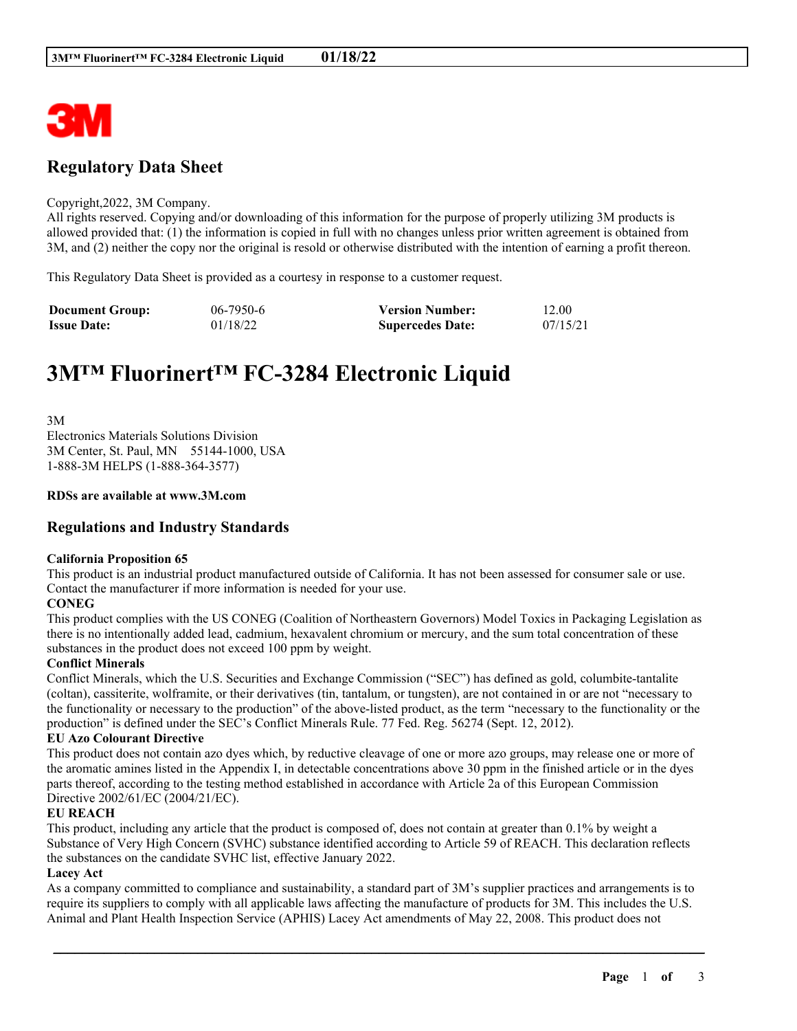# Regulatory Data Sheet

Copyright,2022, 3M Company.
All rights reserved. Copying and/or downloading of this information for the purpose of properly utilizing 3M products is allowed provided that: (1) the information is copied in full with no changes unless prior written agreement is obtained from 3M, and (2) neither the copy nor the original is resold or otherwise distributed with the intention of earning a profit thereon.

This Regulatory Data Sheet is provided as a courtesy in response to a customer request.

| **Document Group:** | 06-7950-6 | **Version Number:** | 12.00 |
|---|---|---|---|
| **Issue Date:** | 01/18/22 | **Supercedes Date:** | 07/15/21 |

# 3M™ Fluorinert™ FC-3284 Electronic Liquid

3M
Electronics Materials Solutions Division
3M Center, St. Paul, MN 55144-1000, USA
1-888-3M HELPS (1-888-364-3577)

**RDSs are available at www.3M.com**

## Regulations and Industry Standards

**California Proposition 65**
This product is an industrial product manufactured outside of California. It has not been assessed for consumer sale or use. Contact the manufacturer if more information is needed for your use.

**CONEG**
This product complies with the US CONEG (Coalition of Northeastern Governors) Model Toxics in Packaging Legislation as there is no intentionally added lead, cadmium, hexavalent chromium or mercury, and the sum total concentration of these substances in the product does not exceed 100 ppm by weight.

**Conflict Minerals**
Conflict Minerals, which the U.S. Securities and Exchange Commission ("SEC") has defined as gold, columbite-tantalite (coltan), cassiterite, wolframite, or their derivatives (tin, tantalum, or tungsten), are not contained in or are not "necessary to the functionality or necessary to the production" of the above-listed product, as the term "necessary to the functionality or the production" is defined under the SEC's Conflict Minerals Rule. 77 Fed. Reg. 56274 (Sept. 12, 2012).

**EU Azo Colourant Directive**
This product does not contain azo dyes which, by reductive cleavage of one or more azo groups, may release one or more of the aromatic amines listed in the Appendix I, in detectable concentrations above 30 ppm in the finished article or in the dyes parts thereof, according to the testing method established in accordance with Article 2a of this European Commission Directive 2002/61/EC (2004/21/EC).

**EU REACH**
This product, including any article that the product is composed of, does not contain at greater than 0.1% by weight a Substance of Very High Concern (SVHC) substance identified according to Article 59 of REACH. This declaration reflects the substances on the candidate SVHC list, effective January 2022.

**Lacey Act**
As a company committed to compliance and sustainability, a standard part of 3M's supplier practices and arrangements is to require its suppliers to comply with all applicable laws affecting the manufacture of products for 3M. This includes the U.S. Animal and Plant Health Inspection Service (APHIS) Lacey Act amendments of May 22, 2008. This product does not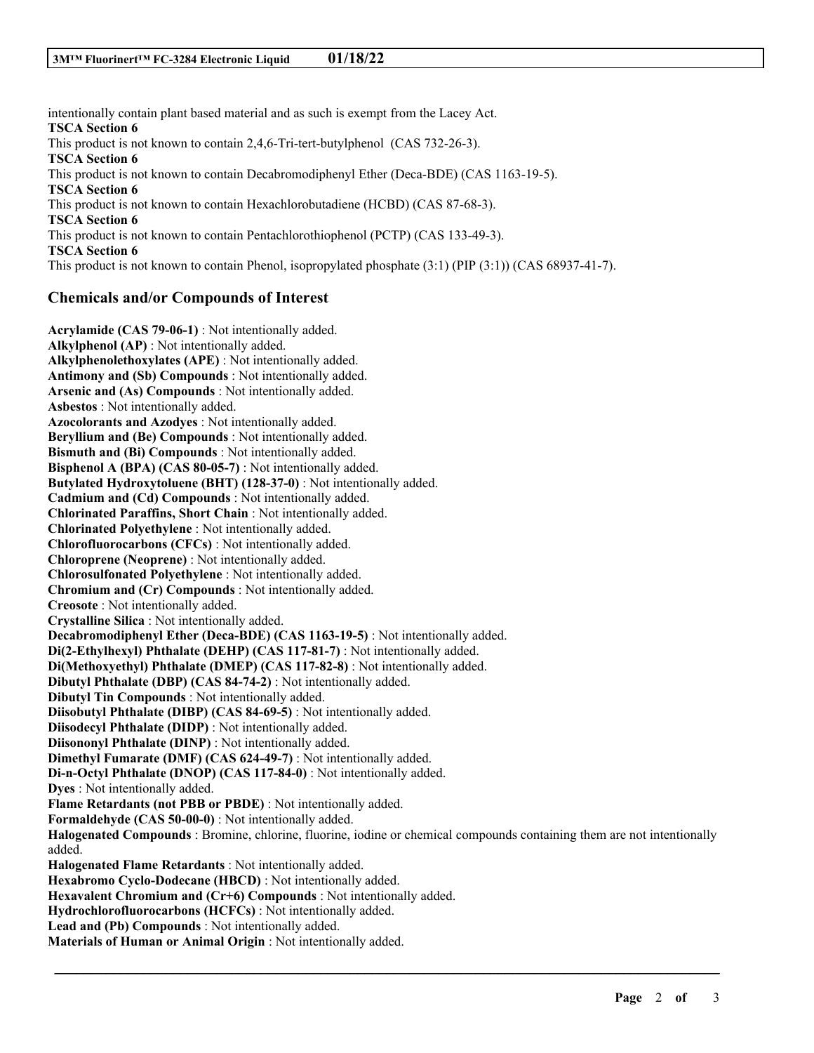intentionally contain plant based material and as such is exempt from the Lacey Act.

**TSCA Section 6**

This product is not known to contain 2,4,6-Tri-tert-butylphenol (CAS 732-26-3).

**TSCA Section 6**

This product is not known to contain Decabromodiphenyl Ether (Deca-BDE) (CAS 1163-19-5).

**TSCA Section 6**

This product is not known to contain Hexachlorobutadiene (HCBD) (CAS 87-68-3).

**TSCA Section 6**

This product is not known to contain Pentachlorothiophenol (PCTP) (CAS 133-49-3).

**TSCA Section 6**

This product is not known to contain Phenol, isopropylated phosphate (3:1) (PIP (3:1)) (CAS 68937-41-7).

## Chemicals and/or Compounds of Interest

**Acrylamide (CAS 79-06-1)** : Not intentionally added.
**Alkylphenol (AP)** : Not intentionally added.
**Alkylphenolethoxylates (APE)** : Not intentionally added.
**Antimony and (Sb) Compounds** : Not intentionally added.
**Arsenic and (As) Compounds** : Not intentionally added.
**Asbestos** : Not intentionally added.
**Azocolorants and Azodyes** : Not intentionally added.
**Beryllium and (Be) Compounds** : Not intentionally added.
**Bismuth and (Bi) Compounds** : Not intentionally added.
**Bisphenol A (BPA) (CAS 80-05-7)** : Not intentionally added.
**Butylated Hydroxytoluene (BHT) (128-37-0)** : Not intentionally added.
**Cadmium and (Cd) Compounds** : Not intentionally added.
**Chlorinated Paraffins, Short Chain** : Not intentionally added.
**Chlorinated Polyethylene** : Not intentionally added.
**Chlorofluorocarbons (CFCs)** : Not intentionally added.
**Chloroprene (Neoprene)** : Not intentionally added.
**Chlorosulfonated Polyethylene** : Not intentionally added.
**Chromium and (Cr) Compounds** : Not intentionally added.
**Creosote** : Not intentionally added.
**Crystalline Silica** : Not intentionally added.
**Decabromodiphenyl Ether (Deca-BDE) (CAS 1163-19-5)** : Not intentionally added.
**Di(2-Ethylhexyl) Phthalate (DEHP) (CAS 117-81-7)** : Not intentionally added.
**Di(Methoxyethyl) Phthalate (DMEP) (CAS 117-82-8)** : Not intentionally added.
**Dibutyl Phthalate (DBP) (CAS 84-74-2)** : Not intentionally added.
**Dibutyl Tin Compounds** : Not intentionally added.
**Diisobutyl Phthalate (DIBP) (CAS 84-69-5)** : Not intentionally added.
**Diisodecyl Phthalate (DIDP)** : Not intentionally added.
**Diisononyl Phthalate (DINP)** : Not intentionally added.
**Dimethyl Fumarate (DMF) (CAS 624-49-7)** : Not intentionally added.
**Di-n-Octyl Phthalate (DNOP) (CAS 117-84-0)** : Not intentionally added.
**Dyes** : Not intentionally added.
**Flame Retardants (not PBB or PBDE)** : Not intentionally added.
**Formaldehyde (CAS 50-00-0)** : Not intentionally added.
**Halogenated Compounds** : Bromine, chlorine, fluorine, iodine or chemical compounds containing them are not intentionally added.
**Halogenated Flame Retardants** : Not intentionally added.
**Hexabromo Cyclo-Dodecane (HBCD)** : Not intentionally added.
**Hexavalent Chromium and (Cr+6) Compounds** : Not intentionally added.
**Hydrochlorofluorocarbons (HCFCs)** : Not intentionally added.
**Lead and (Pb) Compounds** : Not intentionally added.
**Materials of Human or Animal Origin** : Not intentionally added.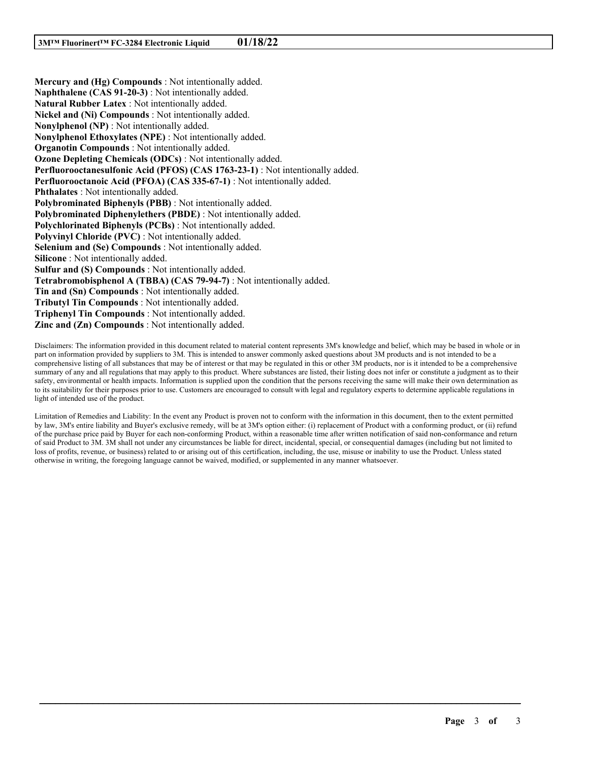**Mercury and (Hg) Compounds** : Not intentionally added.
**Naphthalene (CAS 91-20-3)** : Not intentionally added.
**Natural Rubber Latex** : Not intentionally added.
**Nickel and (Ni) Compounds** : Not intentionally added.
**Nonylphenol (NP)** : Not intentionally added.
**Nonylphenol Ethoxylates (NPE)** : Not intentionally added.
**Organotin Compounds** : Not intentionally added.
**Ozone Depleting Chemicals (ODCs)** : Not intentionally added.
**Perfluorooctanesulfonic Acid (PFOS) (CAS 1763-23-1)** : Not intentionally added.
**Perfluorooctanoic Acid (PFOA) (CAS 335-67-1)** : Not intentionally added.
**Phthalates** : Not intentionally added.
**Polybrominated Biphenyls (PBB)** : Not intentionally added.
**Polybrominated Diphenylethers (PBDE)** : Not intentionally added.
**Polychlorinated Biphenyls (PCBs)** : Not intentionally added.
**Polyvinyl Chloride (PVC)** : Not intentionally added.
**Selenium and (Se) Compounds** : Not intentionally added.
**Silicone** : Not intentionally added.
**Sulfur and (S) Compounds** : Not intentionally added.
**Tetrabromobisphenol A (TBBA) (CAS 79-94-7)** : Not intentionally added.
**Tin and (Sn) Compounds** : Not intentionally added.
**Tributyl Tin Compounds** : Not intentionally added.
**Triphenyl Tin Compounds** : Not intentionally added.
**Zinc and (Zn) Compounds** : Not intentionally added.

Disclaimers: The information provided in this document related to material content represents 3M's knowledge and belief, which may be based in whole or in part on information provided by suppliers to 3M. This is intended to answer commonly asked questions about 3M products and is not intended to be a comprehensive listing of all substances that may be of interest or that may be regulated in this or other 3M products, nor is it intended to be a comprehensive summary of any and all regulations that may apply to this product. Where substances are listed, their listing does not infer or constitute a judgment as to their safety, environmental or health impacts. Information is supplied upon the condition that the persons receiving the same will make their own determination as to its suitability for their purposes prior to use. Customers are encouraged to consult with legal and regulatory experts to determine applicable regulations in light of intended use of the product.

Limitation of Remedies and Liability: In the event any Product is proven not to conform with the information in this document, then to the extent permitted by law, 3M's entire liability and Buyer's exclusive remedy, will be at 3M's option either: (i) replacement of Product with a conforming product, or (ii) refund of the purchase price paid by Buyer for each non-conforming Product, within a reasonable time after written notification of said non-conformance and return of said Product to 3M. 3M shall not under any circumstances be liable for direct, incidental, special, or consequential damages (including but not limited to loss of profits, revenue, or business) related to or arising out of this certification, including, the use, misuse or inability to use the Product. Unless stated otherwise in writing, the foregoing language cannot be waived, modified, or supplemented in any manner whatsoever.